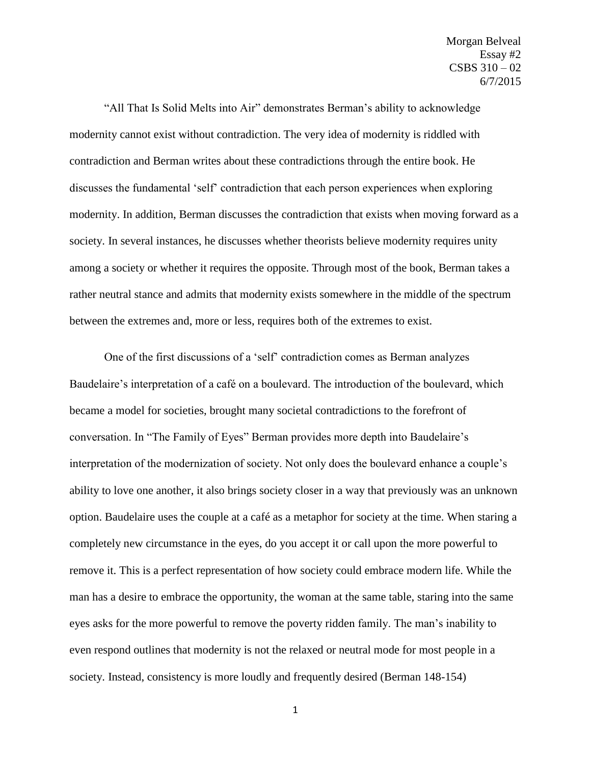Morgan Belveal
Essay #2
CSBS 310 – 02
6/7/2015

"All That Is Solid Melts into Air" demonstrates Berman's ability to acknowledge modernity cannot exist without contradiction. The very idea of modernity is riddled with contradiction and Berman writes about these contradictions through the entire book. He discusses the fundamental 'self' contradiction that each person experiences when exploring modernity. In addition, Berman discusses the contradiction that exists when moving forward as a society. In several instances, he discusses whether theorists believe modernity requires unity among a society or whether it requires the opposite. Through most of the book, Berman takes a rather neutral stance and admits that modernity exists somewhere in the middle of the spectrum between the extremes and, more or less, requires both of the extremes to exist.

One of the first discussions of a 'self' contradiction comes as Berman analyzes Baudelaire's interpretation of a café on a boulevard. The introduction of the boulevard, which became a model for societies, brought many societal contradictions to the forefront of conversation. In "The Family of Eyes" Berman provides more depth into Baudelaire's interpretation of the modernization of society. Not only does the boulevard enhance a couple's ability to love one another, it also brings society closer in a way that previously was an unknown option. Baudelaire uses the couple at a café as a metaphor for society at the time. When staring a completely new circumstance in the eyes, do you accept it or call upon the more powerful to remove it. This is a perfect representation of how society could embrace modern life. While the man has a desire to embrace the opportunity, the woman at the same table, staring into the same eyes asks for the more powerful to remove the poverty ridden family. The man's inability to even respond outlines that modernity is not the relaxed or neutral mode for most people in a society. Instead, consistency is more loudly and frequently desired (Berman 148-154)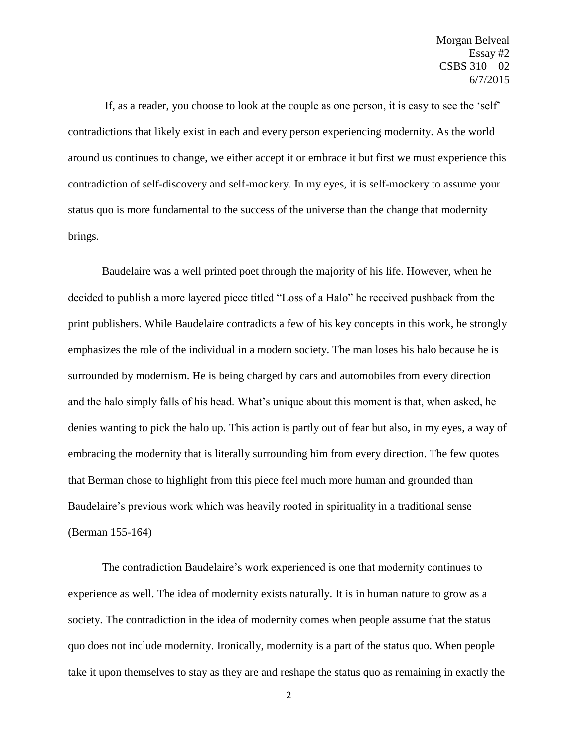If, as a reader, you choose to look at the couple as one person, it is easy to see the 'self' contradictions that likely exist in each and every person experiencing modernity. As the world around us continues to change, we either accept it or embrace it but first we must experience this contradiction of self-discovery and self-mockery. In my eyes, it is self-mockery to assume your status quo is more fundamental to the success of the universe than the change that modernity brings.

Baudelaire was a well printed poet through the majority of his life. However, when he decided to publish a more layered piece titled "Loss of a Halo" he received pushback from the print publishers. While Baudelaire contradicts a few of his key concepts in this work, he strongly emphasizes the role of the individual in a modern society. The man loses his halo because he is surrounded by modernism. He is being charged by cars and automobiles from every direction and the halo simply falls of his head. What's unique about this moment is that, when asked, he denies wanting to pick the halo up. This action is partly out of fear but also, in my eyes, a way of embracing the modernity that is literally surrounding him from every direction. The few quotes that Berman chose to highlight from this piece feel much more human and grounded than Baudelaire's previous work which was heavily rooted in spirituality in a traditional sense (Berman 155-164)

The contradiction Baudelaire's work experienced is one that modernity continues to experience as well. The idea of modernity exists naturally. It is in human nature to grow as a society. The contradiction in the idea of modernity comes when people assume that the status quo does not include modernity. Ironically, modernity is a part of the status quo. When people take it upon themselves to stay as they are and reshape the status quo as remaining in exactly the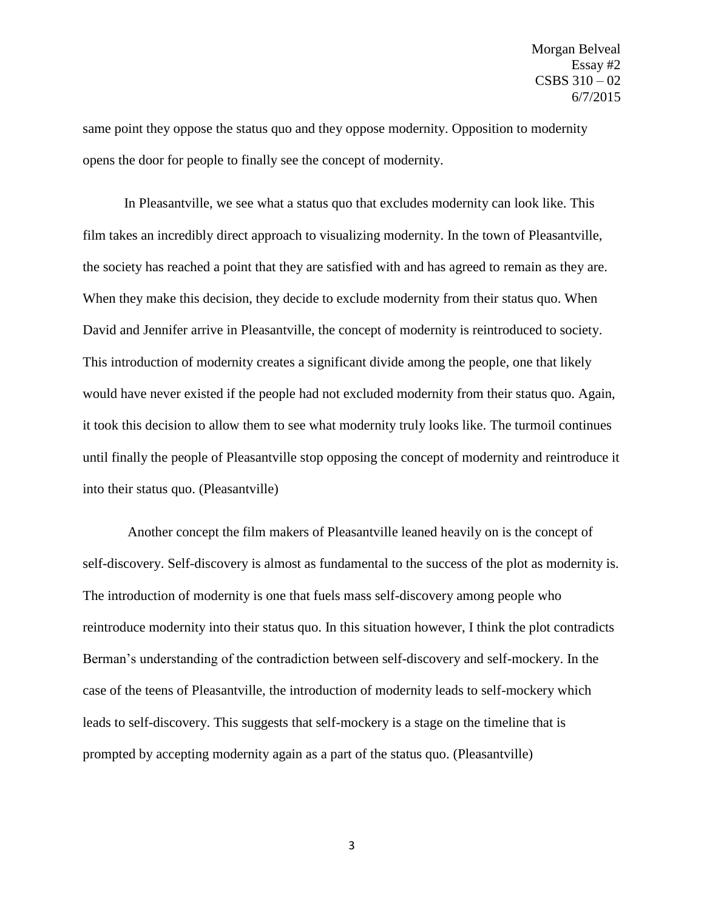same point they oppose the status quo and they oppose modernity. Opposition to modernity opens the door for people to finally see the concept of modernity.

In Pleasantville, we see what a status quo that excludes modernity can look like. This film takes an incredibly direct approach to visualizing modernity. In the town of Pleasantville, the society has reached a point that they are satisfied with and has agreed to remain as they are. When they make this decision, they decide to exclude modernity from their status quo. When David and Jennifer arrive in Pleasantville, the concept of modernity is reintroduced to society. This introduction of modernity creates a significant divide among the people, one that likely would have never existed if the people had not excluded modernity from their status quo. Again, it took this decision to allow them to see what modernity truly looks like. The turmoil continues until finally the people of Pleasantville stop opposing the concept of modernity and reintroduce it into their status quo. (Pleasantville)

Another concept the film makers of Pleasantville leaned heavily on is the concept of self-discovery. Self-discovery is almost as fundamental to the success of the plot as modernity is. The introduction of modernity is one that fuels mass self-discovery among people who reintroduce modernity into their status quo. In this situation however, I think the plot contradicts Berman's understanding of the contradiction between self-discovery and self-mockery. In the case of the teens of Pleasantville, the introduction of modernity leads to self-mockery which leads to self-discovery. This suggests that self-mockery is a stage on the timeline that is prompted by accepting modernity again as a part of the status quo. (Pleasantville)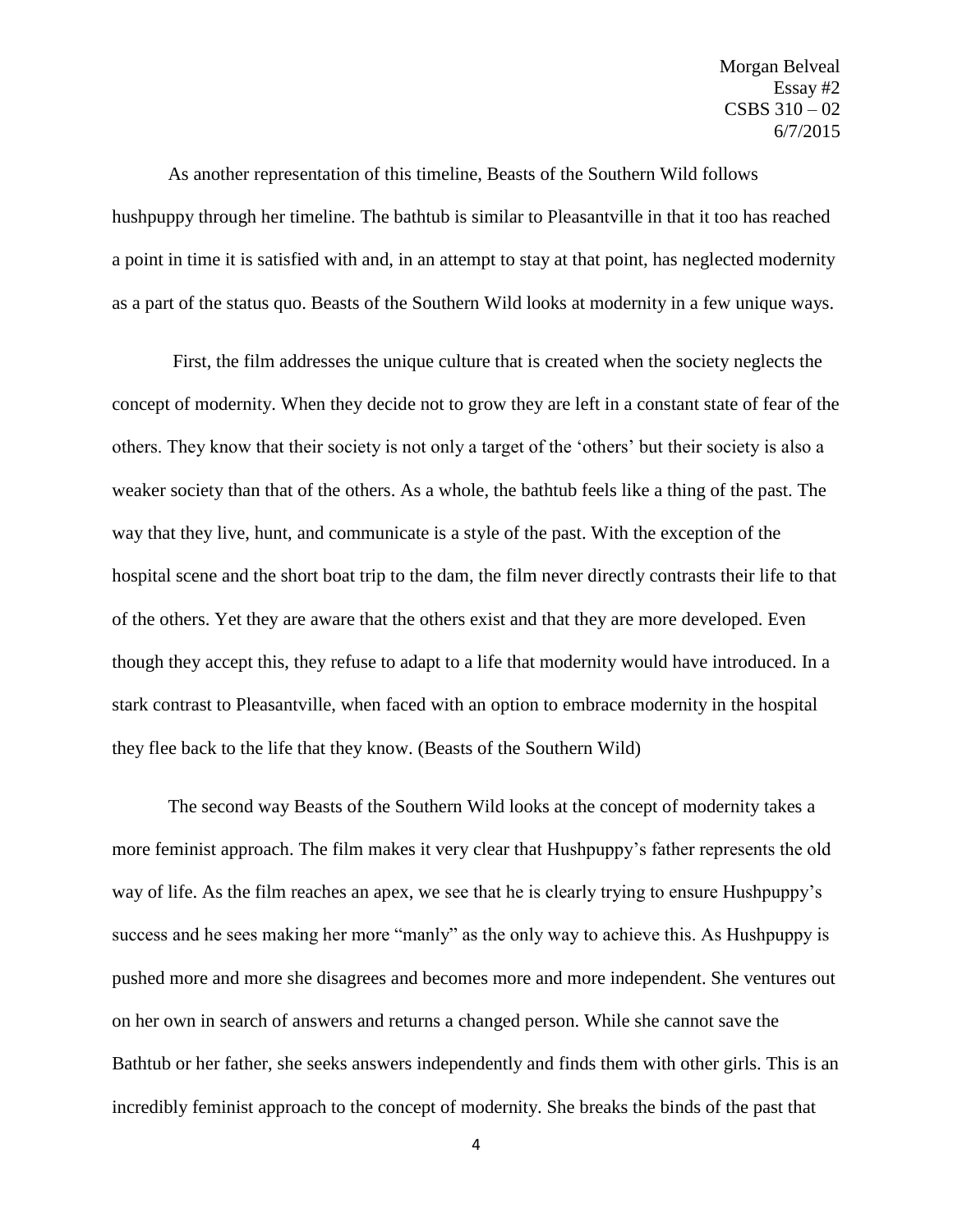As another representation of this timeline, Beasts of the Southern Wild follows hushpuppy through her timeline. The bathtub is similar to Pleasantville in that it too has reached a point in time it is satisfied with and, in an attempt to stay at that point, has neglected modernity as a part of the status quo. Beasts of the Southern Wild looks at modernity in a few unique ways.

First, the film addresses the unique culture that is created when the society neglects the concept of modernity. When they decide not to grow they are left in a constant state of fear of the others. They know that their society is not only a target of the 'others' but their society is also a weaker society than that of the others. As a whole, the bathtub feels like a thing of the past. The way that they live, hunt, and communicate is a style of the past. With the exception of the hospital scene and the short boat trip to the dam, the film never directly contrasts their life to that of the others. Yet they are aware that the others exist and that they are more developed. Even though they accept this, they refuse to adapt to a life that modernity would have introduced. In a stark contrast to Pleasantville, when faced with an option to embrace modernity in the hospital they flee back to the life that they know. (Beasts of the Southern Wild)

The second way Beasts of the Southern Wild looks at the concept of modernity takes a more feminist approach. The film makes it very clear that Hushpuppy's father represents the old way of life. As the film reaches an apex, we see that he is clearly trying to ensure Hushpuppy's success and he sees making her more "manly" as the only way to achieve this. As Hushpuppy is pushed more and more she disagrees and becomes more and more independent. She ventures out on her own in search of answers and returns a changed person. While she cannot save the Bathtub or her father, she seeks answers independently and finds them with other girls. This is an incredibly feminist approach to the concept of modernity. She breaks the binds of the past that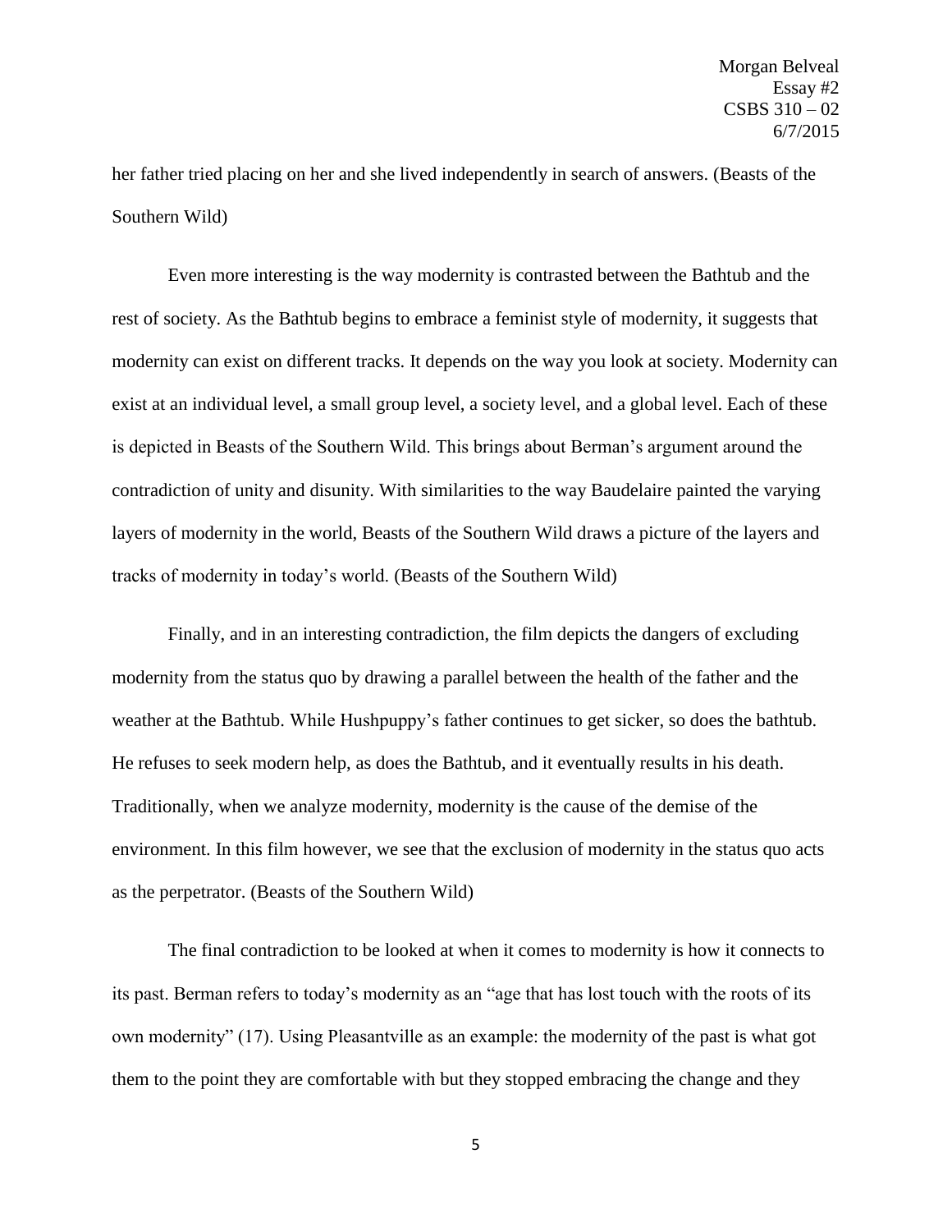her father tried placing on her and she lived independently in search of answers. (Beasts of the Southern Wild)

Even more interesting is the way modernity is contrasted between the Bathtub and the rest of society. As the Bathtub begins to embrace a feminist style of modernity, it suggests that modernity can exist on different tracks. It depends on the way you look at society. Modernity can exist at an individual level, a small group level, a society level, and a global level. Each of these is depicted in Beasts of the Southern Wild. This brings about Berman's argument around the contradiction of unity and disunity. With similarities to the way Baudelaire painted the varying layers of modernity in the world, Beasts of the Southern Wild draws a picture of the layers and tracks of modernity in today's world. (Beasts of the Southern Wild)

Finally, and in an interesting contradiction, the film depicts the dangers of excluding modernity from the status quo by drawing a parallel between the health of the father and the weather at the Bathtub. While Hushpuppy's father continues to get sicker, so does the bathtub. He refuses to seek modern help, as does the Bathtub, and it eventually results in his death. Traditionally, when we analyze modernity, modernity is the cause of the demise of the environment. In this film however, we see that the exclusion of modernity in the status quo acts as the perpetrator. (Beasts of the Southern Wild)

The final contradiction to be looked at when it comes to modernity is how it connects to its past. Berman refers to today's modernity as an "age that has lost touch with the roots of its own modernity" (17). Using Pleasantville as an example: the modernity of the past is what got them to the point they are comfortable with but they stopped embracing the change and they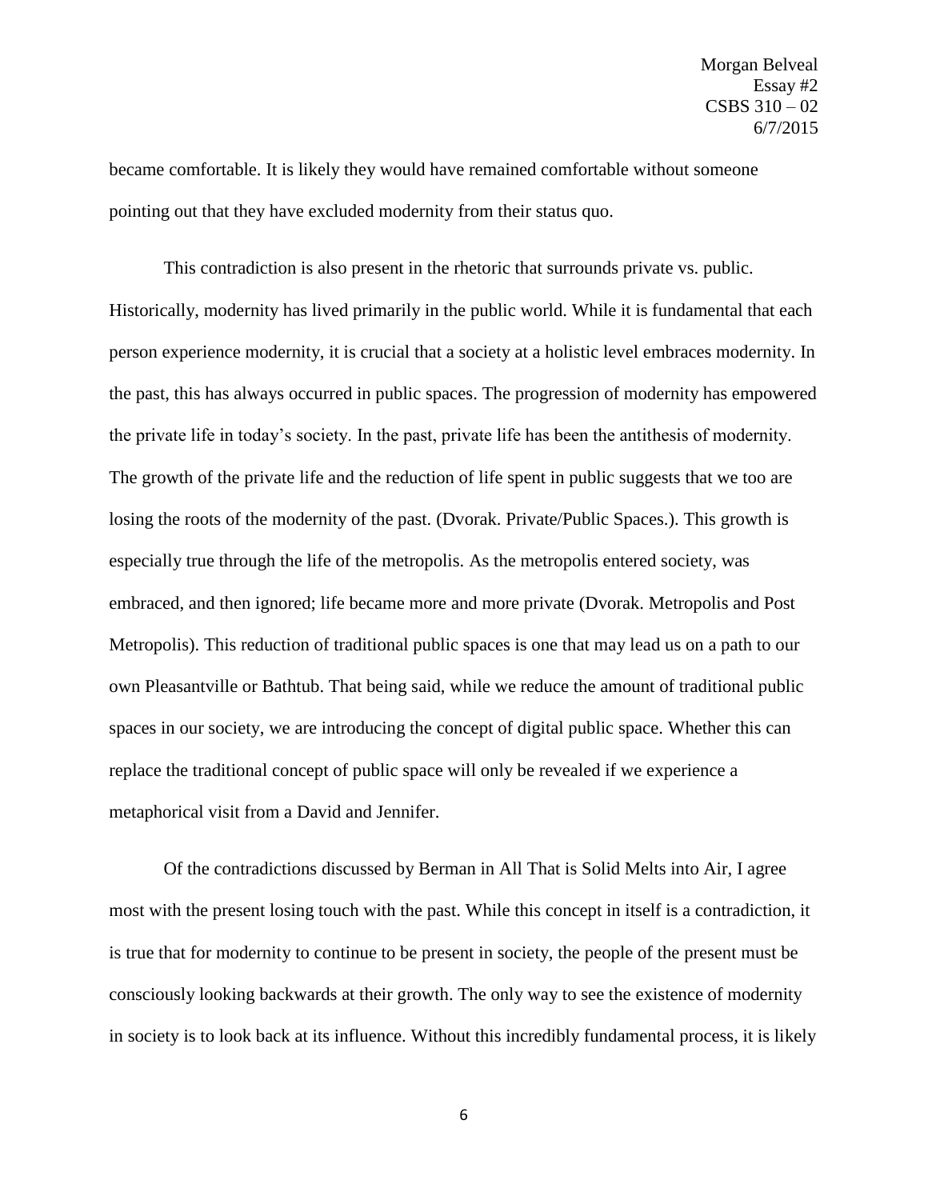became comfortable. It is likely they would have remained comfortable without someone pointing out that they have excluded modernity from their status quo.

This contradiction is also present in the rhetoric that surrounds private vs. public. Historically, modernity has lived primarily in the public world. While it is fundamental that each person experience modernity, it is crucial that a society at a holistic level embraces modernity. In the past, this has always occurred in public spaces. The progression of modernity has empowered the private life in today's society. In the past, private life has been the antithesis of modernity. The growth of the private life and the reduction of life spent in public suggests that we too are losing the roots of the modernity of the past. (Dvorak. Private/Public Spaces.). This growth is especially true through the life of the metropolis. As the metropolis entered society, was embraced, and then ignored; life became more and more private (Dvorak. Metropolis and Post Metropolis). This reduction of traditional public spaces is one that may lead us on a path to our own Pleasantville or Bathtub. That being said, while we reduce the amount of traditional public spaces in our society, we are introducing the concept of digital public space. Whether this can replace the traditional concept of public space will only be revealed if we experience a metaphorical visit from a David and Jennifer.

Of the contradictions discussed by Berman in All That is Solid Melts into Air, I agree most with the present losing touch with the past. While this concept in itself is a contradiction, it is true that for modernity to continue to be present in society, the people of the present must be consciously looking backwards at their growth. The only way to see the existence of modernity in society is to look back at its influence. Without this incredibly fundamental process, it is likely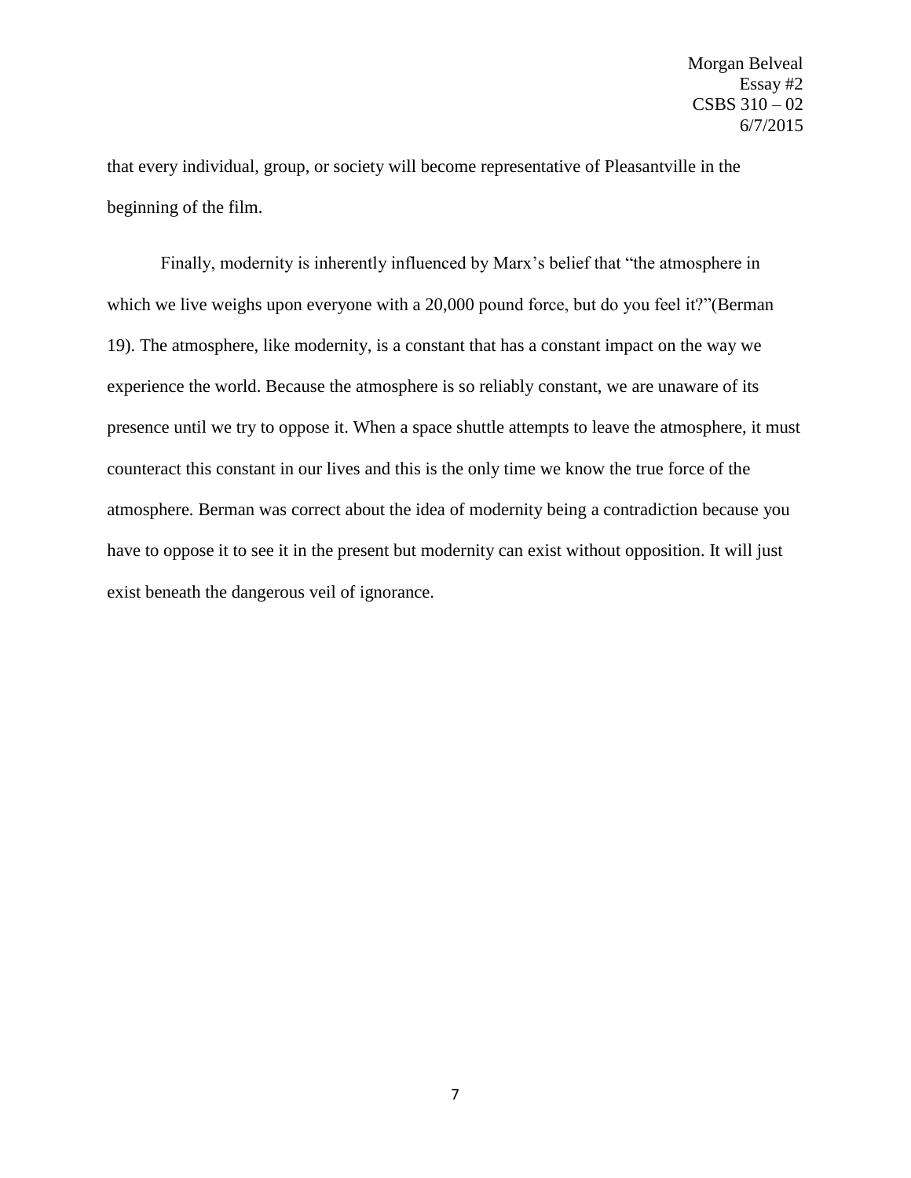that every individual, group, or society will become representative of Pleasantville in the beginning of the film.

Finally, modernity is inherently influenced by Marx's belief that "the atmosphere in which we live weighs upon everyone with a 20,000 pound force, but do you feel it?"(Berman 19). The atmosphere, like modernity, is a constant that has a constant impact on the way we experience the world. Because the atmosphere is so reliably constant, we are unaware of its presence until we try to oppose it. When a space shuttle attempts to leave the atmosphere, it must counteract this constant in our lives and this is the only time we know the true force of the atmosphere. Berman was correct about the idea of modernity being a contradiction because you have to oppose it to see it in the present but modernity can exist without opposition. It will just exist beneath the dangerous veil of ignorance.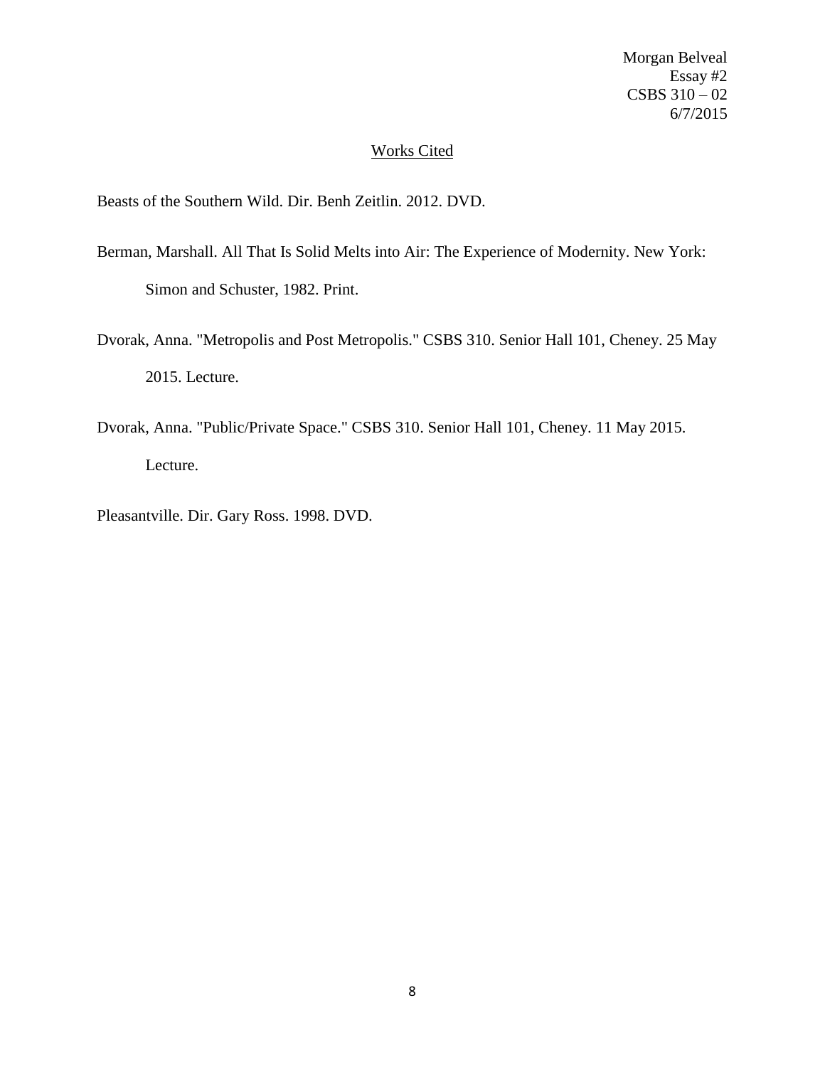Morgan Belveal
Essay #2
CSBS 310 – 02
6/7/2015

## Works Cited

Beasts of the Southern Wild. Dir. Benh Zeitlin. 2012. DVD.

Berman, Marshall. All That Is Solid Melts into Air: The Experience of Modernity. New York: Simon and Schuster, 1982. Print.

Dvorak, Anna. "Metropolis and Post Metropolis." CSBS 310. Senior Hall 101, Cheney. 25 May 2015. Lecture.

Dvorak, Anna. "Public/Private Space." CSBS 310. Senior Hall 101, Cheney. 11 May 2015. Lecture.

Pleasantville. Dir. Gary Ross. 1998. DVD.